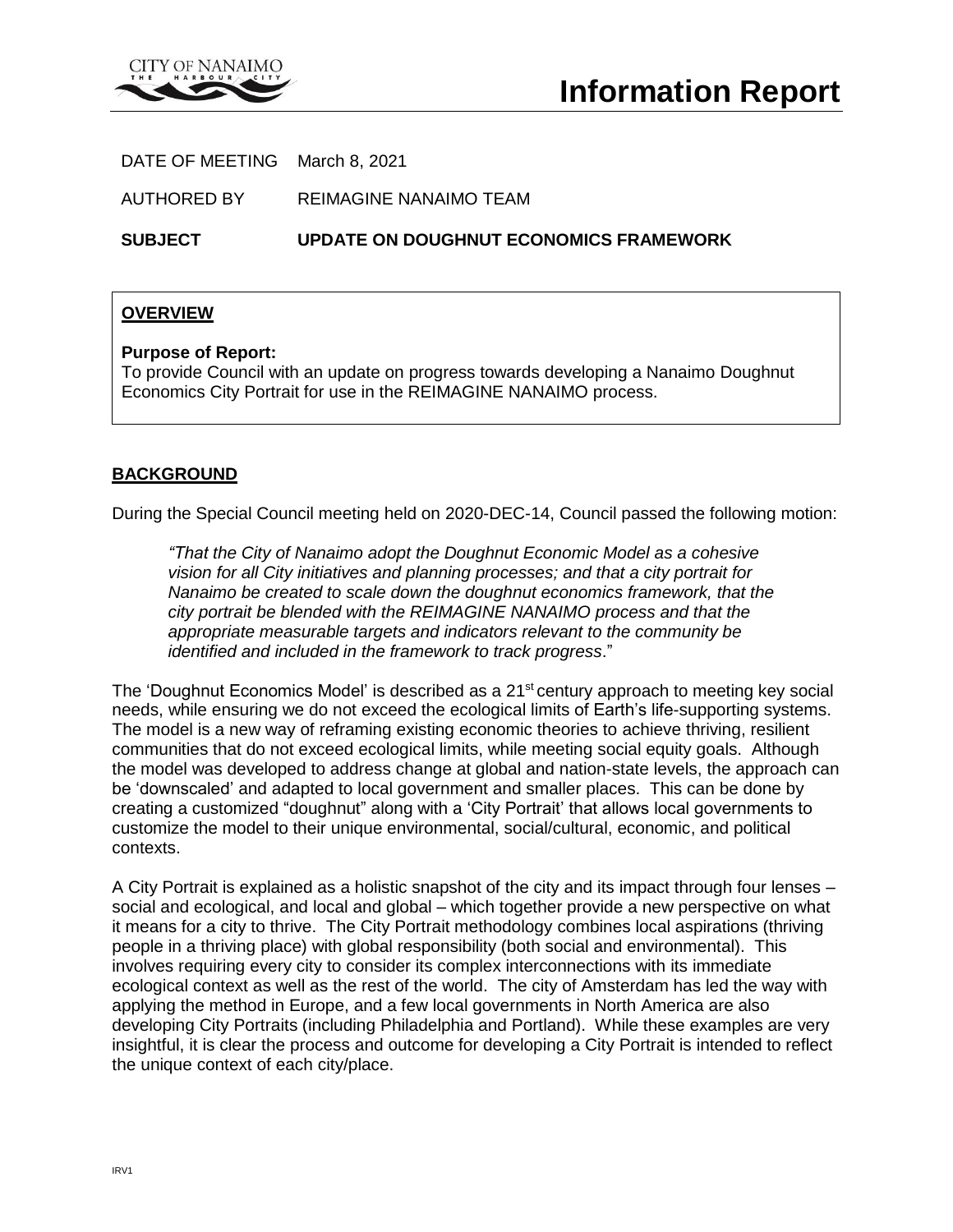# Information Report

DATE OF MEETING March 8, 2021

AUTHORED BY REIMAGINE NANAIMO TEAM

**SUBJECT UPDATE ON DOUGHNUT ECONOMICS FRAMEWORK**

## OVERVIEW

**Purpose of Report:**
To provide Council with an update on progress towards developing a Nanaimo Doughnut Economics City Portrait for use in the REIMAGINE NANAIMO process.

## BACKGROUND

During the Special Council meeting held on 2020-DEC-14, Council passed the following motion:

> *"That the City of Nanaimo adopt the Doughnut Economic Model as a cohesive vision for all City initiatives and planning processes; and that a city portrait for Nanaimo be created to scale down the doughnut economics framework, that the city portrait be blended with the REIMAGINE NANAIMO process and that the appropriate measurable targets and indicators relevant to the community be identified and included in the framework to track progress*."

The 'Doughnut Economics Model' is described as a 21st century approach to meeting key social needs, while ensuring we do not exceed the ecological limits of Earth's life-supporting systems. The model is a new way of reframing existing economic theories to achieve thriving, resilient communities that do not exceed ecological limits, while meeting social equity goals. Although the model was developed to address change at global and nation-state levels, the approach can be 'downscaled' and adapted to local government and smaller places. This can be done by creating a customized "doughnut" along with a 'City Portrait' that allows local governments to customize the model to their unique environmental, social/cultural, economic, and political contexts.

A City Portrait is explained as a holistic snapshot of the city and its impact through four lenses – social and ecological, and local and global – which together provide a new perspective on what it means for a city to thrive. The City Portrait methodology combines local aspirations (thriving people in a thriving place) with global responsibility (both social and environmental). This involves requiring every city to consider its complex interconnections with its immediate ecological context as well as the rest of the world. The city of Amsterdam has led the way with applying the method in Europe, and a few local governments in North America are also developing City Portraits (including Philadelphia and Portland). While these examples are very insightful, it is clear the process and outcome for developing a City Portrait is intended to reflect the unique context of each city/place.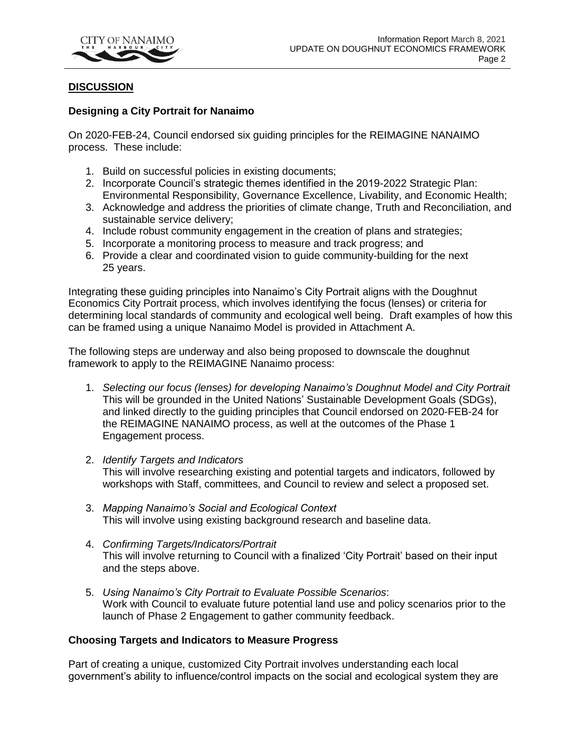## DISCUSSION

### Designing a City Portrait for Nanaimo

On 2020-FEB-24, Council endorsed six guiding principles for the REIMAGINE NANAIMO process. These include:

1. Build on successful policies in existing documents;
2. Incorporate Council's strategic themes identified in the 2019-2022 Strategic Plan: Environmental Responsibility, Governance Excellence, Livability, and Economic Health;
3. Acknowledge and address the priorities of climate change, Truth and Reconciliation, and sustainable service delivery;
4. Include robust community engagement in the creation of plans and strategies;
5. Incorporate a monitoring process to measure and track progress; and
6. Provide a clear and coordinated vision to guide community-building for the next 25 years.

Integrating these guiding principles into Nanaimo's City Portrait aligns with the Doughnut Economics City Portrait process, which involves identifying the focus (lenses) or criteria for determining local standards of community and ecological well being. Draft examples of how this can be framed using a unique Nanaimo Model is provided in Attachment A.

The following steps are underway and also being proposed to downscale the doughnut framework to apply to the REIMAGINE Nanaimo process:

1. *Selecting our focus (lenses) for developing Nanaimo's Doughnut Model and City Portrait*
   This will be grounded in the United Nations' Sustainable Development Goals (SDGs), and linked directly to the guiding principles that Council endorsed on 2020-FEB-24 for the REIMAGINE NANAIMO process, as well at the outcomes of the Phase 1 Engagement process.

2. *Identify Targets and Indicators*
   This will involve researching existing and potential targets and indicators, followed by workshops with Staff, committees, and Council to review and select a proposed set.

3. *Mapping Nanaimo's Social and Ecological Context*
   This will involve using existing background research and baseline data.

4. *Confirming Targets/Indicators/Portrait*
   This will involve returning to Council with a finalized 'City Portrait' based on their input and the steps above.

5. *Using Nanaimo's City Portrait to Evaluate Possible Scenarios*:
   Work with Council to evaluate future potential land use and policy scenarios prior to the launch of Phase 2 Engagement to gather community feedback.

### Choosing Targets and Indicators to Measure Progress

Part of creating a unique, customized City Portrait involves understanding each local government's ability to influence/control impacts on the social and ecological system they are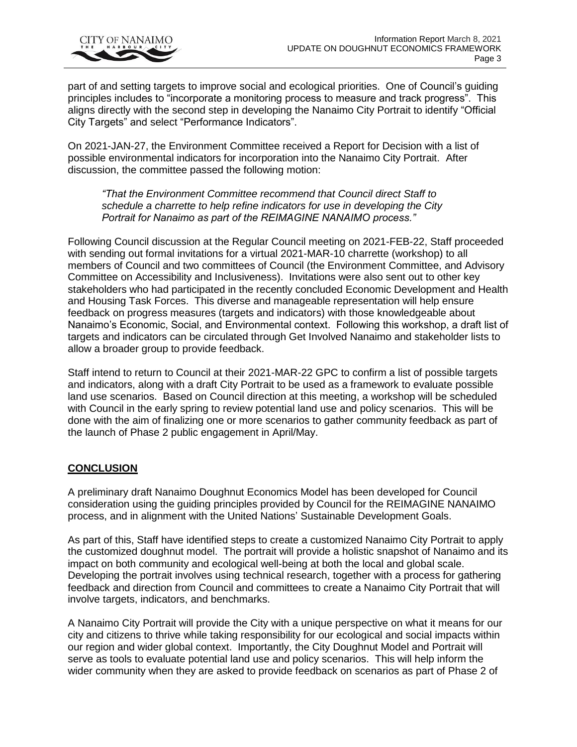part of and setting targets to improve social and ecological priorities. One of Council's guiding principles includes to "incorporate a monitoring process to measure and track progress". This aligns directly with the second step in developing the Nanaimo City Portrait to identify "Official City Targets" and select "Performance Indicators".

On 2021-JAN-27, the Environment Committee received a Report for Decision with a list of possible environmental indicators for incorporation into the Nanaimo City Portrait. After discussion, the committee passed the following motion:

> *"That the Environment Committee recommend that Council direct Staff to schedule a charrette to help refine indicators for use in developing the City Portrait for Nanaimo as part of the REIMAGINE NANAIMO process."*

Following Council discussion at the Regular Council meeting on 2021-FEB-22, Staff proceeded with sending out formal invitations for a virtual 2021-MAR-10 charrette (workshop) to all members of Council and two committees of Council (the Environment Committee, and Advisory Committee on Accessibility and Inclusiveness). Invitations were also sent out to other key stakeholders who had participated in the recently concluded Economic Development and Health and Housing Task Forces. This diverse and manageable representation will help ensure feedback on progress measures (targets and indicators) with those knowledgeable about Nanaimo's Economic, Social, and Environmental context. Following this workshop, a draft list of targets and indicators can be circulated through Get Involved Nanaimo and stakeholder lists to allow a broader group to provide feedback.

Staff intend to return to Council at their 2021-MAR-22 GPC to confirm a list of possible targets and indicators, along with a draft City Portrait to be used as a framework to evaluate possible land use scenarios. Based on Council direction at this meeting, a workshop will be scheduled with Council in the early spring to review potential land use and policy scenarios. This will be done with the aim of finalizing one or more scenarios to gather community feedback as part of the launch of Phase 2 public engagement in April/May.

## CONCLUSION

A preliminary draft Nanaimo Doughnut Economics Model has been developed for Council consideration using the guiding principles provided by Council for the REIMAGINE NANAIMO process, and in alignment with the United Nations' Sustainable Development Goals.

As part of this, Staff have identified steps to create a customized Nanaimo City Portrait to apply the customized doughnut model. The portrait will provide a holistic snapshot of Nanaimo and its impact on both community and ecological well-being at both the local and global scale. Developing the portrait involves using technical research, together with a process for gathering feedback and direction from Council and committees to create a Nanaimo City Portrait that will involve targets, indicators, and benchmarks.

A Nanaimo City Portrait will provide the City with a unique perspective on what it means for our city and citizens to thrive while taking responsibility for our ecological and social impacts within our region and wider global context. Importantly, the City Doughnut Model and Portrait will serve as tools to evaluate potential land use and policy scenarios. This will help inform the wider community when they are asked to provide feedback on scenarios as part of Phase 2 of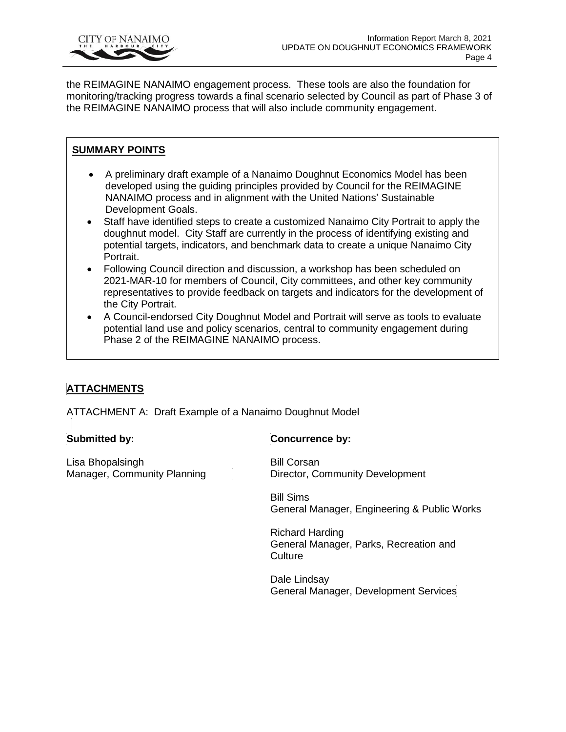the REIMAGINE NANAIMO engagement process. These tools are also the foundation for monitoring/tracking progress towards a final scenario selected by Council as part of Phase 3 of the REIMAGINE NANAIMO process that will also include community engagement.

**SUMMARY POINTS**

- A preliminary draft example of a Nanaimo Doughnut Economics Model has been developed using the guiding principles provided by Council for the REIMAGINE NANAIMO process and in alignment with the United Nations' Sustainable Development Goals.
- Staff have identified steps to create a customized Nanaimo City Portrait to apply the doughnut model. City Staff are currently in the process of identifying existing and potential targets, indicators, and benchmark data to create a unique Nanaimo City Portrait.
- Following Council direction and discussion, a workshop has been scheduled on 2021-MAR-10 for members of Council, City committees, and other key community representatives to provide feedback on targets and indicators for the development of the City Portrait.
- A Council-endorsed City Doughnut Model and Portrait will serve as tools to evaluate potential land use and policy scenarios, central to community engagement during Phase 2 of the REIMAGINE NANAIMO process.

**ATTACHMENTS**

ATTACHMENT A: Draft Example of a Nanaimo Doughnut Model

**Submitted by:**

Lisa Bhopalsingh
Manager, Community Planning

**Concurrence by:**

Bill Corsan
Director, Community Development

Bill Sims
General Manager, Engineering & Public Works

Richard Harding
General Manager, Parks, Recreation and Culture

Dale Lindsay
General Manager, Development Services